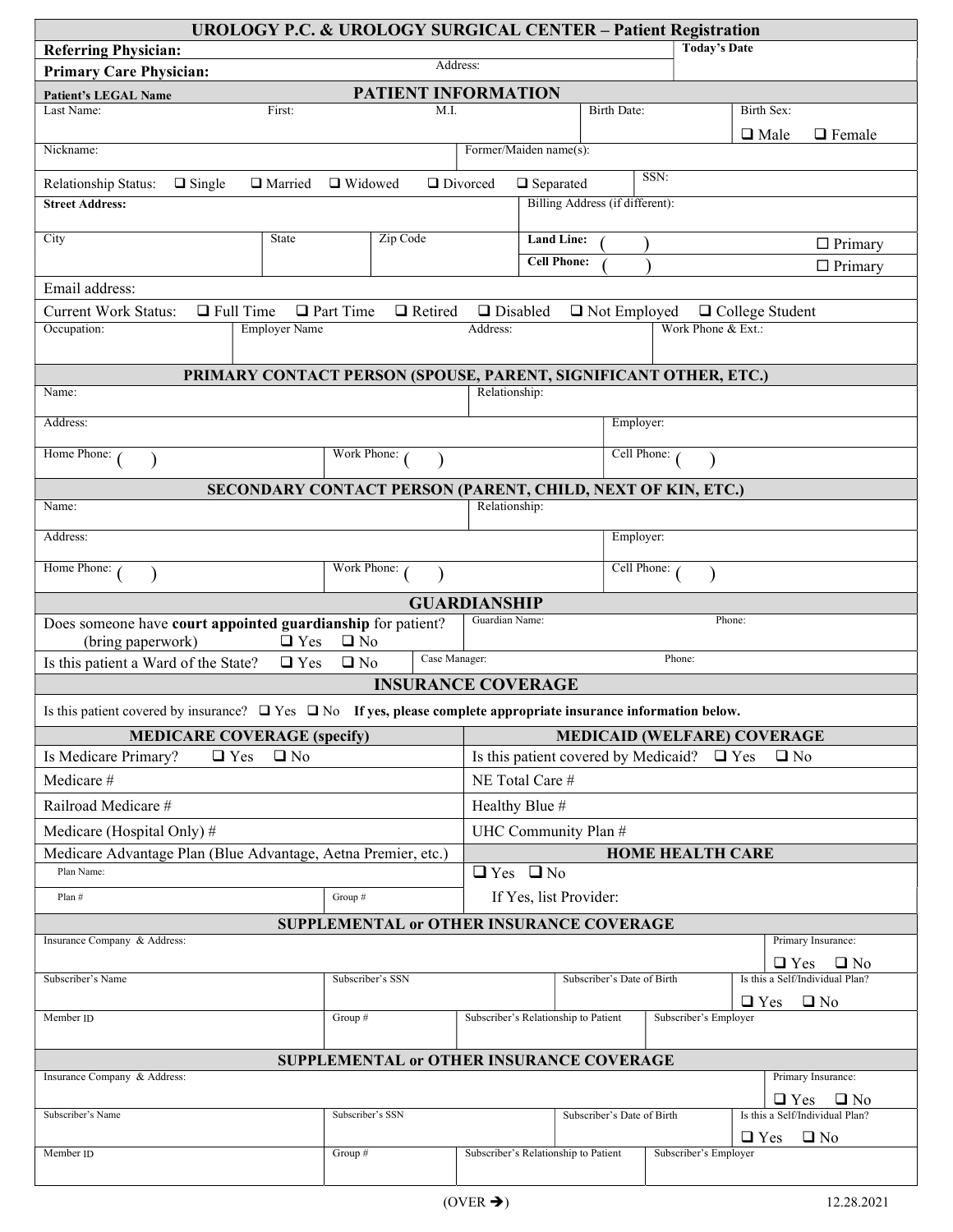# UROLOGY P.C. & UROLOGY SURGICAL CENTER – Patient Registration

**Referring Physician:**

**Primary Care Physician:** Address:

**Today's Date**

## PATIENT INFORMATION

**Patient's LEGAL Name**

| Last Name: | First: | M.I. | Birth Date: | Birth Sex: ❑ Male ❑ Female |
|---|---|---|---|---|

| Nickname: | Former/Maiden name(s): |
|---|---|

| Relationship Status: ❑ Single ❑ Married ❑ Widowed ❑ Divorced ❑ Separated | SSN: |
|---|---|

| **Street Address:** | | | Billing Address (if different): |
|---|---|---|---|
| City | State | Zip Code | **Land Line:** ( ) ☐ Primary<br>**Cell Phone:** ( ) ☐ Primary |

Email address:

Current Work Status: ❑ Full Time ❑ Part Time ❑ Retired ❑ Disabled ❑ Not Employed ❑ College Student

| Occupation: | Employer Name | Address: | Work Phone & Ext.: |
|---|---|---|---|

## PRIMARY CONTACT PERSON (SPOUSE, PARENT, SIGNIFICANT OTHER, ETC.)

| Name: | Relationship: | |
|---|---|---|
| Address: | | Employer: |
| Home Phone: ( ) | Work Phone: ( ) | Cell Phone: ( ) |

## SECONDARY CONTACT PERSON (PARENT, CHILD, NEXT OF KIN, ETC.)

| Name: | Relationship: | |
|---|---|---|
| Address: | | Employer: |
| Home Phone: ( ) | Work Phone: ( ) | Cell Phone: ( ) |

## GUARDIANSHIP

| Does someone have **court appointed guardianship** for patient? (bring paperwork) ❑ Yes ❑ No | Guardian Name: | Phone: |
|---|---|---|
| Is this patient a Ward of the State? ❑ Yes ❑ No | Case Manager: | Phone: |

## INSURANCE COVERAGE

Is this patient covered by insurance? ❑ Yes ❑ No **If yes, please complete appropriate insurance information below.**

| MEDICARE COVERAGE (specify) | | MEDICAID (WELFARE) COVERAGE |
|---|---|---|
| Is Medicare Primary? ❑ Yes ❑ No | | Is this patient covered by Medicaid? ❑ Yes ❑ No |
| Medicare # | | NE Total Care # |
| Railroad Medicare # | | Healthy Blue # |
| Medicare (Hospital Only) # | | UHC Community Plan # |
| Medicare Advantage Plan (Blue Advantage, Aetna Premier, etc.) | | **HOME HEALTH CARE** |
| Plan Name: | | ❑ Yes ❑ No |
| Plan # | Group # | If Yes, list Provider: |

## SUPPLEMENTAL or OTHER INSURANCE COVERAGE

| Insurance Company & Address: | | | | Primary Insurance: ❑ Yes ❑ No |
|---|---|---|---|---|
| Subscriber's Name | Subscriber's SSN | | Subscriber's Date of Birth | Is this a Self/Individual Plan? ❑ Yes ❑ No |
| Member ID | Group # | Subscriber's Relationship to Patient | Subscriber's Employer | |

## SUPPLEMENTAL or OTHER INSURANCE COVERAGE

| Insurance Company & Address: | | | | Primary Insurance: ❑ Yes ❑ No |
|---|---|---|---|---|
| Subscriber's Name | Subscriber's SSN | | Subscriber's Date of Birth | Is this a Self/Individual Plan? ❑ Yes ❑ No |
| Member ID | Group # | Subscriber's Relationship to Patient | Subscriber's Employer | |

(OVER ➔)

12.28.2021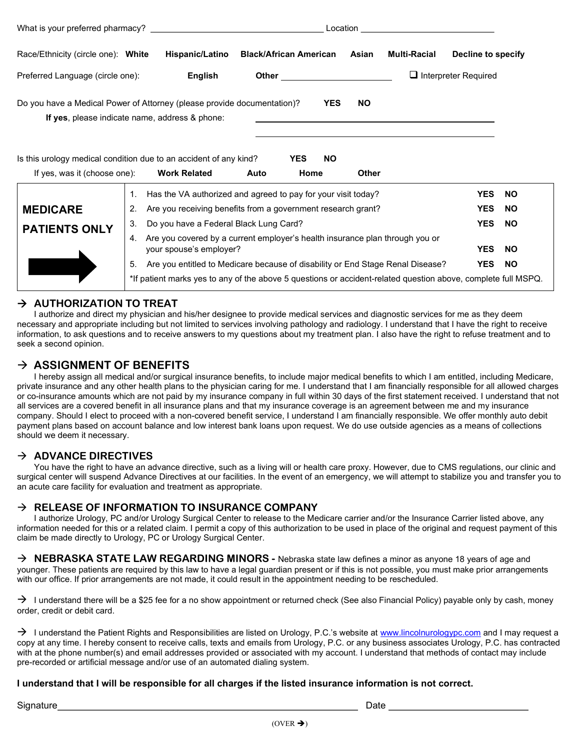What is your preferred pharmacy? ______________________ Location ______________________

Race/Ethnicity (circle one): **White** **Hispanic/Latino** **Black/African American** **Asian** **Multi-Racial** **Decline to specify**

Preferred Language (circle one): **English** **Other** ______________ ☐ Interpreter Required

Do you have a Medical Power of Attorney (please provide documentation)? **YES** **NO**

**If yes**, please indicate name, address & phone: ______________________

______________________

Is this urology medical condition due to an accident of any kind? **YES** **NO**

If yes, was it (choose one): **Work Related** **Auto** **Home** **Other**

| | | |
|---|---|---|
| **MEDICARE PATIENTS ONLY** ➡ | 1. Has the VA authorized and agreed to pay for your visit today? | **YES** **NO** |
| | 2. Are you receiving benefits from a government research grant? | **YES** **NO** |
| | 3. Do you have a Federal Black Lung Card? | **YES** **NO** |
| | 4. Are you covered by a current employer's health insurance plan through you or your spouse's employer? | **YES** **NO** |
| | 5. Are you entitled to Medicare because of disability or End Stage Renal Disease? | **YES** **NO** |
| | *If patient marks yes to any of the above 5 questions or accident-related question above, complete full MSPQ. | |

## → AUTHORIZATION TO TREAT

I authorize and direct my physician and his/her designee to provide medical services and diagnostic services for me as they deem necessary and appropriate including but not limited to services involving pathology and radiology. I understand that I have the right to receive information, to ask questions and to receive answers to my questions about my treatment plan. I also have the right to refuse treatment and to seek a second opinion.

## → ASSIGNMENT OF BENEFITS

I hereby assign all medical and/or surgical insurance benefits, to include major medical benefits to which I am entitled, including Medicare, private insurance and any other health plans to the physician caring for me. I understand that I am financially responsible for all allowed charges or co-insurance amounts which are not paid by my insurance company in full within 30 days of the first statement received. I understand that not all services are a covered benefit in all insurance plans and that my insurance coverage is an agreement between me and my insurance company. Should I elect to proceed with a non-covered benefit service, I understand I am financially responsible. We offer monthly auto debit payment plans based on account balance and low interest bank loans upon request. We do use outside agencies as a means of collections should we deem it necessary.

## → ADVANCE DIRECTIVES

You have the right to have an advance directive, such as a living will or health care proxy. However, due to CMS regulations, our clinic and surgical center will suspend Advance Directives at our facilities. In the event of an emergency, we will attempt to stabilize you and transfer you to an acute care facility for evaluation and treatment as appropriate.

## → RELEASE OF INFORMATION TO INSURANCE COMPANY

I authorize Urology, PC and/or Urology Surgical Center to release to the Medicare carrier and/or the Insurance Carrier listed above, any information needed for this or a related claim. I permit a copy of this authorization to be used in place of the original and request payment of this claim be made directly to Urology, PC or Urology Surgical Center.

**→ NEBRASKA STATE LAW REGARDING MINORS -** Nebraska state law defines a minor as anyone 18 years of age and younger. These patients are required by this law to have a legal guardian present or if this is not possible, you must make prior arrangements with our office. If prior arrangements are not made, it could result in the appointment needing to be rescheduled.

→ I understand there will be a $25 fee for a no show appointment or returned check (See also Financial Policy) payable only by cash, money order, credit or debit card.

→ I understand the Patient Rights and Responsibilities are listed on Urology, P.C.'s website at www.lincolnurologypc.com and I may request a copy at any time. I hereby consent to receive calls, texts and emails from Urology, P.C. or any business associates Urology, P.C. has contracted with at the phone number(s) and email addresses provided or associated with my account. I understand that methods of contact may include pre-recorded or artificial message and/or use of an automated dialing system.

**I understand that I will be responsible for all charges if the listed insurance information is not correct.**

Signature ______________________ Date ______________________

(OVER →)